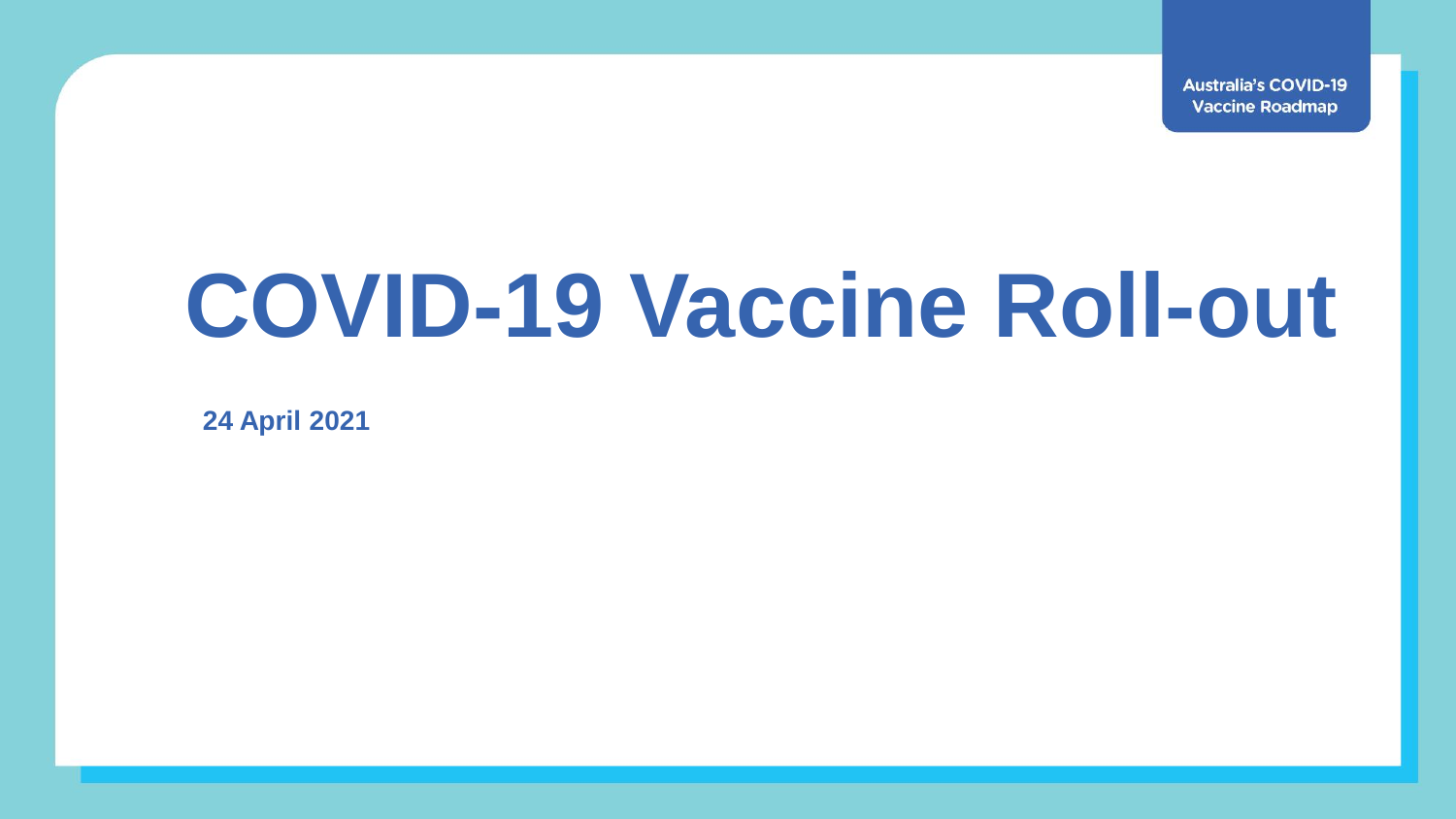Australia's COVID-19 Vaccine Roadmap

# COVID-19 Vaccine Roll-out

**24 April 2021**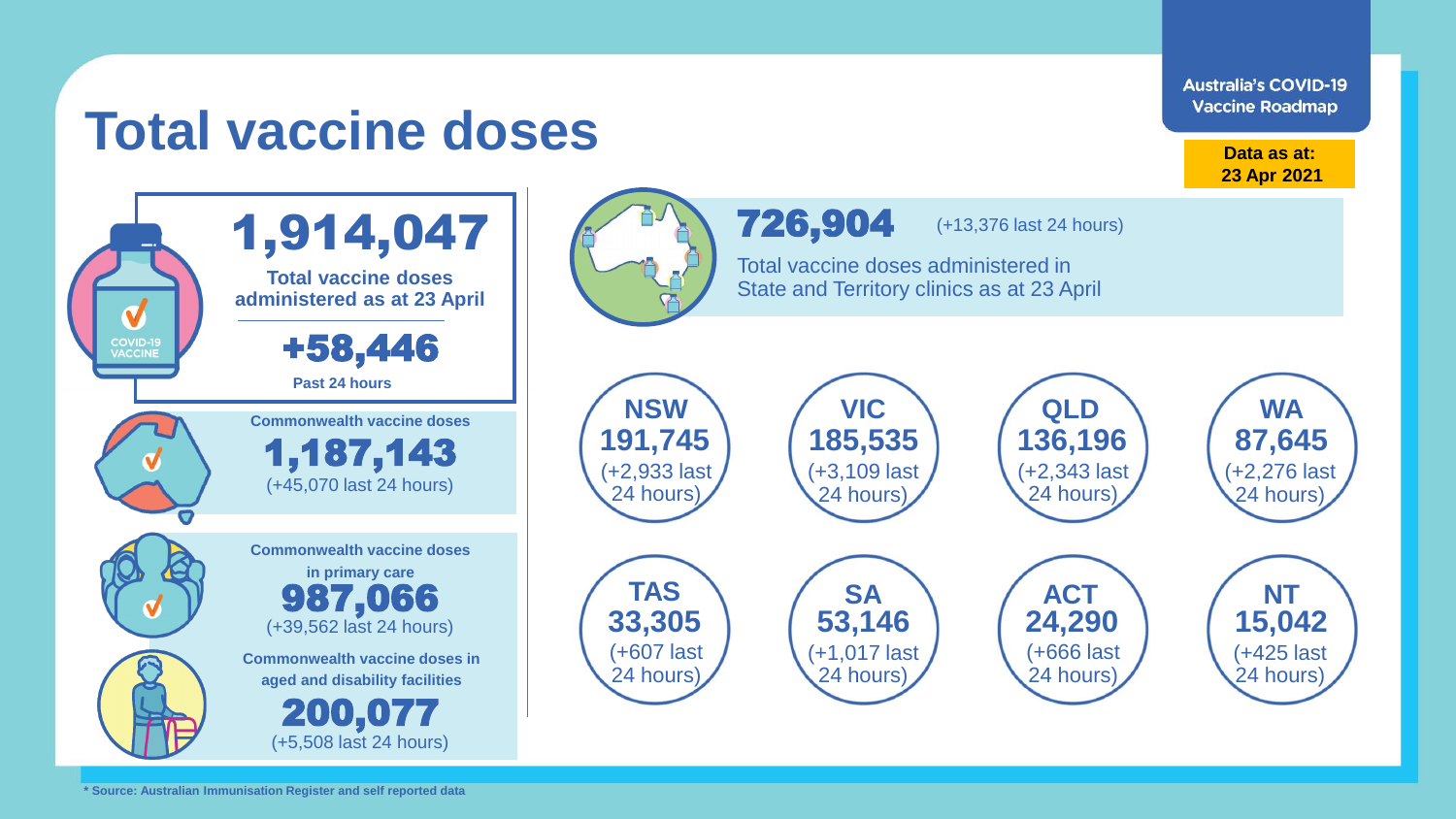# Total vaccine doses

**Australia's COVID-19 Vaccine Roadmap**

**Data as at: 23 Apr 2021**

## 1,914,047

**Total vaccine doses administered as at 23 April**

**+58,446**

**Past 24 hours**

**Commonwealth vaccine doses**

**1,187,143**

(+45,070 last 24 hours)

**Commonwealth vaccine doses in primary care**

**987,066**

(+39,562 last 24 hours)

**Commonwealth vaccine doses in aged and disability facilities**

**200,077**

(+5,508 last 24 hours)

## 726,904

(+13,376 last 24 hours)

Total vaccine doses administered in State and Territory clinics as at 23 April

| State/Territory | Doses | Last 24 hours |
| --- | --- | --- |
| **NSW** | **191,745** | (+2,933 last 24 hours) |
| **VIC** | **185,535** | (+3,109 last 24 hours) |
| **QLD** | **136,196** | (+2,343 last 24 hours) |
| **WA** | **87,645** | (+2,276 last 24 hours) |
| **TAS** | **33,305** | (+607 last 24 hours) |
| **SA** | **53,146** | (+1,017 last 24 hours) |
| **ACT** | **24,290** | (+666 last 24 hours) |
| **NT** | **15,042** | (+425 last 24 hours) |

**\* Source: Australian Immunisation Register and self reported data**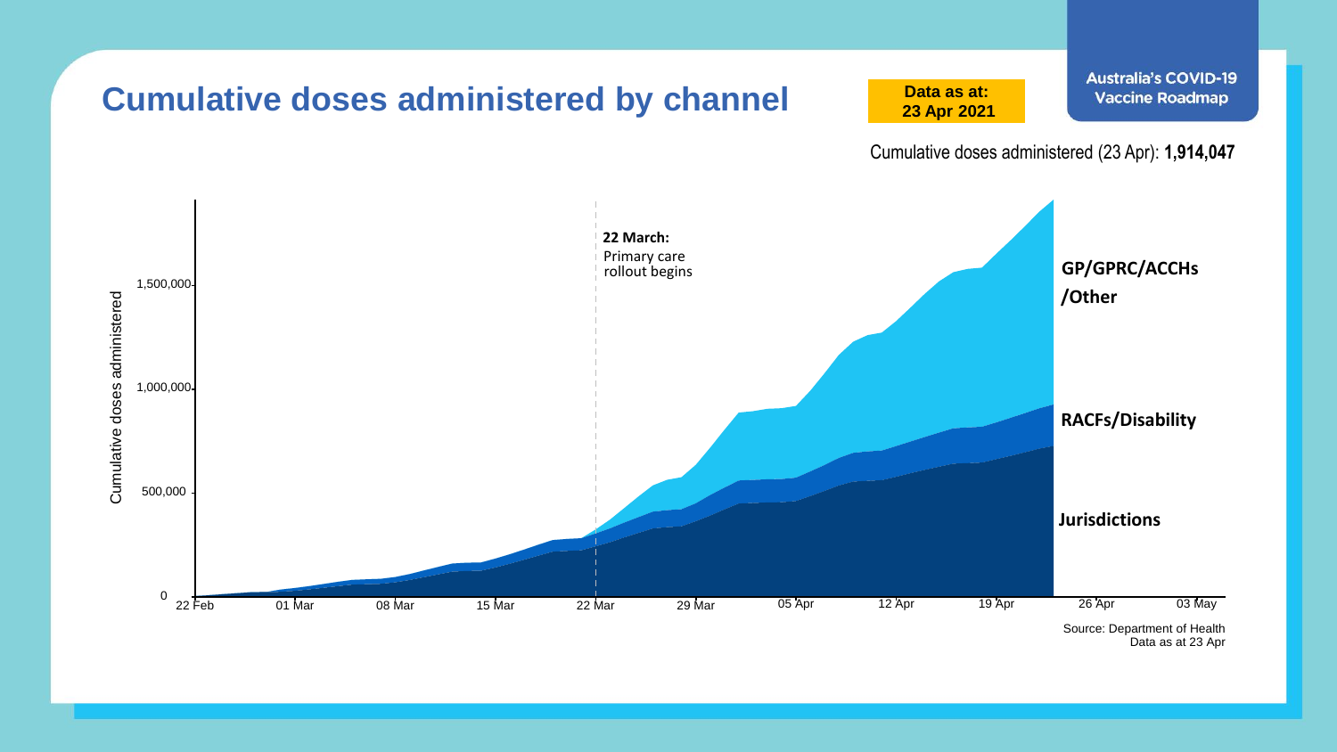# Cumulative doses administered by channel

**Data as at: 23 Apr 2021**

**Australia's COVID-19 Vaccine Roadmap**

Cumulative doses administered (23 Apr): **1,914,047**

Cumulative doses administered

1,500,000
1,000,000
500,000
0

22 Feb | 01 Mar | 08 Mar | 15 Mar | 22 Mar | 29 Mar | 05 Apr | 12 Apr | 19 Apr | 26 Apr | 03 May

**22 March:** Primary care rollout begins

**GP/GPRC/ACCHs /Other**

**RACFs/Disability**

**Jurisdictions**

Source: Department of Health
Data as at 23 Apr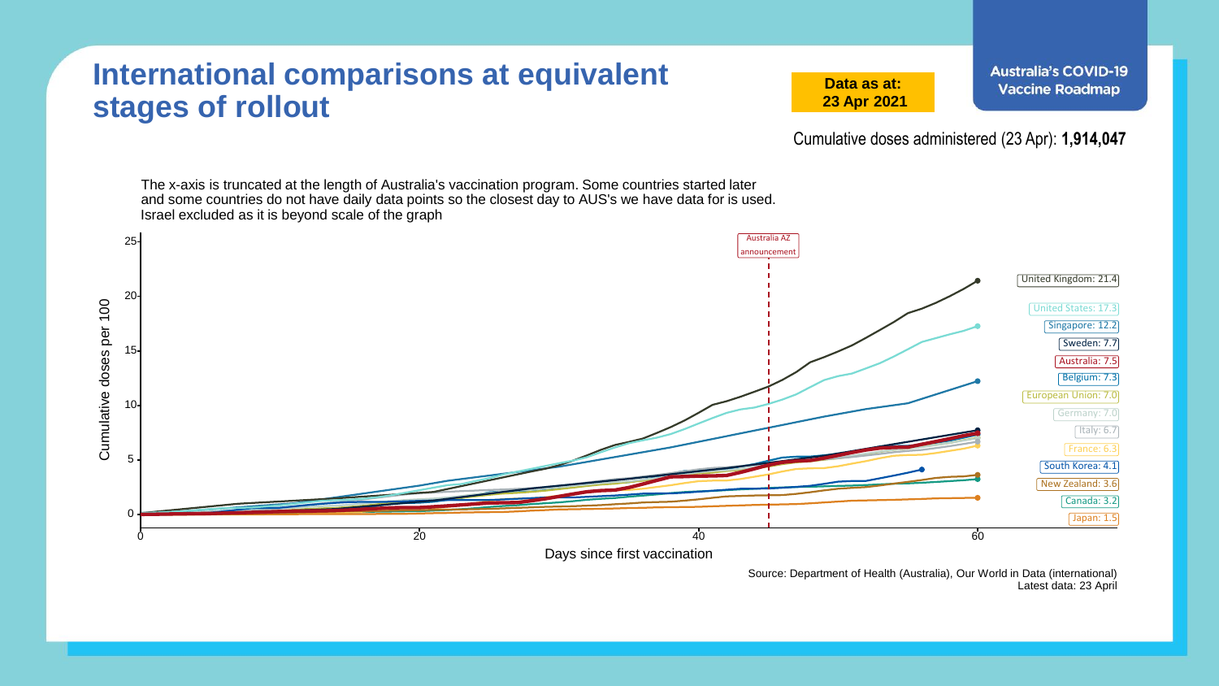# International comparisons at equivalent stages of rollout

**Data as at: 23 Apr 2021**

**Australia's COVID-19 Vaccine Roadmap**

Cumulative doses administered (23 Apr): **1,914,047**

The x-axis is truncated at the length of Australia's vaccination program. Some countries started later and some countries do not have daily data points so the closest day to AUS's we have data for is used. Israel excluded as it is beyond scale of the graph

| Country | Cumulative doses per 100 |
| --- | --- |
| United Kingdom | 21.4 |
| United States | 17.3 |
| Singapore | 12.2 |
| Sweden | 7.7 |
| Australia | 7.5 |
| Belgium | 7.3 |
| European Union | 7.0 |
| Germany | 7.0 |
| Italy | 6.7 |
| France | 6.3 |
| South Korea | 4.1 |
| New Zealand | 3.6 |
| Canada | 3.2 |
| Japan | 1.5 |

Australia AZ announcement

Cumulative doses per 100

Days since first vaccination

Source: Department of Health (Australia), Our World in Data (international)
Latest data: 23 April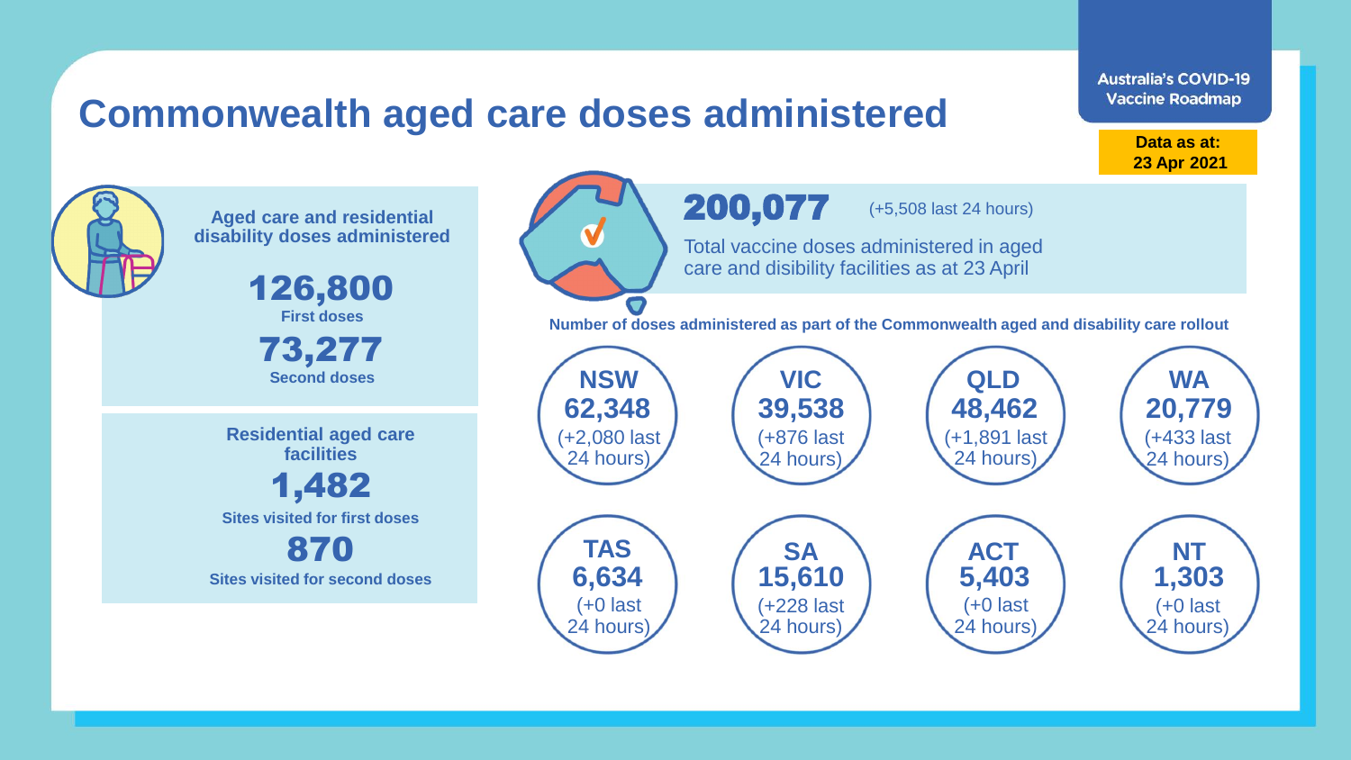# Commonwealth aged care doses administered

Australia's COVID-19 Vaccine Roadmap

**Data as at: 23 Apr 2021**

## Aged care and residential disability doses administered

**126,800**
First doses

**73,277**
Second doses

## Residential aged care facilities

**1,482**
Sites visited for first doses

**870**
Sites visited for second doses

**200,077** (+5,508 last 24 hours)

Total vaccine doses administered in aged care and disibility facilities as at 23 April

**Number of doses administered as part of the Commonwealth aged and disability care rollout**

| State/Territory | Doses | Change |
|---|---|---|
| NSW | 62,348 | (+2,080 last 24 hours) |
| VIC | 39,538 | (+876 last 24 hours) |
| QLD | 48,462 | (+1,891 last 24 hours) |
| WA | 20,779 | (+433 last 24 hours) |
| TAS | 6,634 | (+0 last 24 hours) |
| SA | 15,610 | (+228 last 24 hours) |
| ACT | 5,403 | (+0 last 24 hours) |
| NT | 1,303 | (+0 last 24 hours) |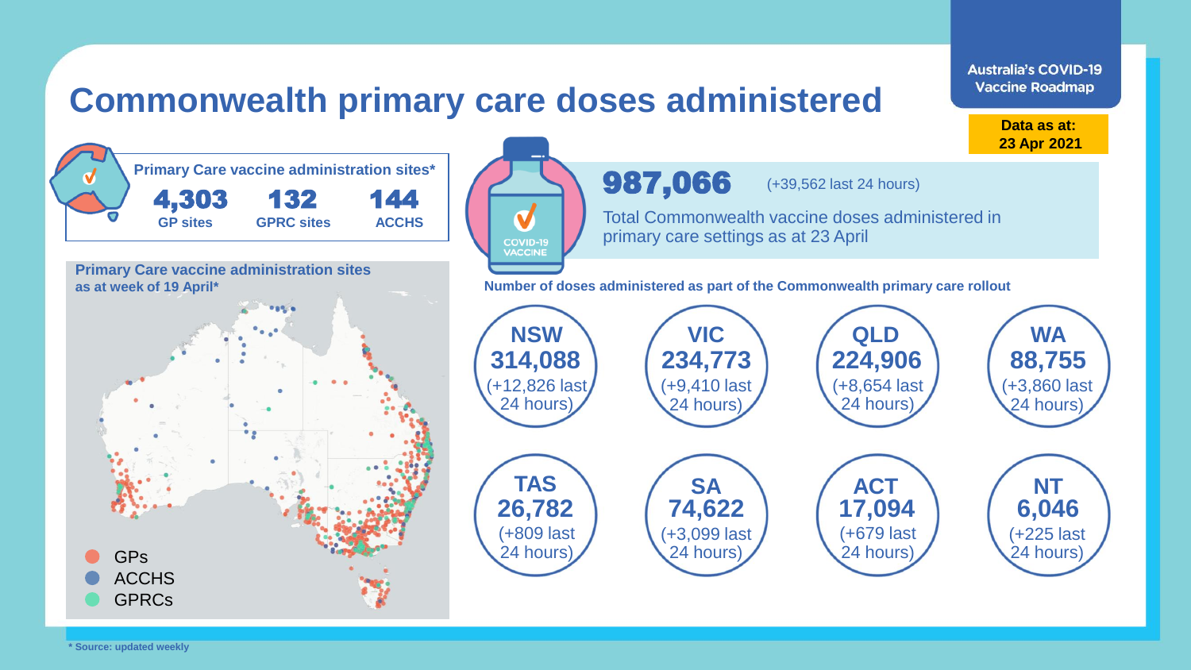# Commonwealth primary care doses administered

Australia's COVID-19 Vaccine Roadmap

**Data as at: 23 Apr 2021**

**Primary Care vaccine administration sites***

| | | |
|---|---|---|
| **4,303** | **132** | **144** |
| GP sites | GPRC sites | ACCHS |

**Primary Care vaccine administration sites as at week of 19 April***

GPs
ACCHS
GPRCs

**987,066** (+39,562 last 24 hours)

Total Commonwealth vaccine doses administered in primary care settings as at 23 April

**Number of doses administered as part of the Commonwealth primary care rollout**

| | | |
|---|---|---|
| **NSW** | **314,088** | (+12,826 last 24 hours) |
| **VIC** | **234,773** | (+9,410 last 24 hours) |
| **QLD** | **224,906** | (+8,654 last 24 hours) |
| **WA** | **88,755** | (+3,860 last 24 hours) |
| **TAS** | **26,782** | (+809 last 24 hours) |
| **SA** | **74,622** | (+3,099 last 24 hours) |
| **ACT** | **17,094** | (+679 last 24 hours) |
| **NT** | **6,046** | (+225 last 24 hours) |

*** Source: updated weekly**